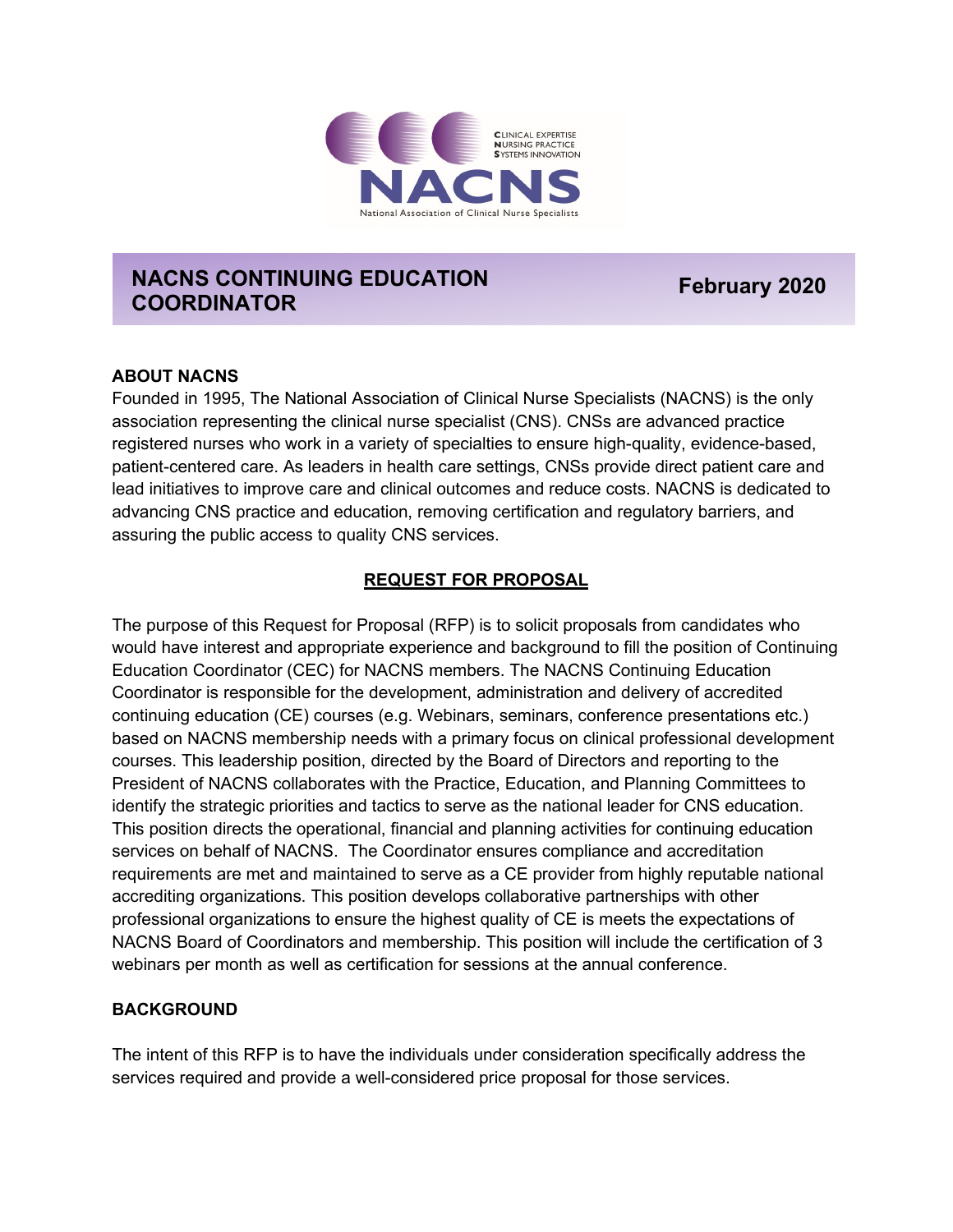CLINICAL EXPERTISE
NURSING PRACTICE
SYSTEMS INNOVATION

NACNS

National Association of Clinical Nurse Specialists

# NACNS CONTINUING EDUCATION COORDINATOR

**February 2020**

## ABOUT NACNS

Founded in 1995, The National Association of Clinical Nurse Specialists (NACNS) is the only association representing the clinical nurse specialist (CNS). CNSs are advanced practice registered nurses who work in a variety of specialties to ensure high-quality, evidence-based, patient-centered care. As leaders in health care settings, CNSs provide direct patient care and lead initiatives to improve care and clinical outcomes and reduce costs. NACNS is dedicated to advancing CNS practice and education, removing certification and regulatory barriers, and assuring the public access to quality CNS services.

## REQUEST FOR PROPOSAL

The purpose of this Request for Proposal (RFP) is to solicit proposals from candidates who would have interest and appropriate experience and background to fill the position of Continuing Education Coordinator (CEC) for NACNS members. The NACNS Continuing Education Coordinator is responsible for the development, administration and delivery of accredited continuing education (CE) courses (e.g. Webinars, seminars, conference presentations etc.) based on NACNS membership needs with a primary focus on clinical professional development courses. This leadership position, directed by the Board of Directors and reporting to the President of NACNS collaborates with the Practice, Education, and Planning Committees to identify the strategic priorities and tactics to serve as the national leader for CNS education. This position directs the operational, financial and planning activities for continuing education services on behalf of NACNS. The Coordinator ensures compliance and accreditation requirements are met and maintained to serve as a CE provider from highly reputable national accrediting organizations. This position develops collaborative partnerships with other professional organizations to ensure the highest quality of CE is meets the expectations of NACNS Board of Coordinators and membership. This position will include the certification of 3 webinars per month as well as certification for sessions at the annual conference.

## BACKGROUND

The intent of this RFP is to have the individuals under consideration specifically address the services required and provide a well-considered price proposal for those services.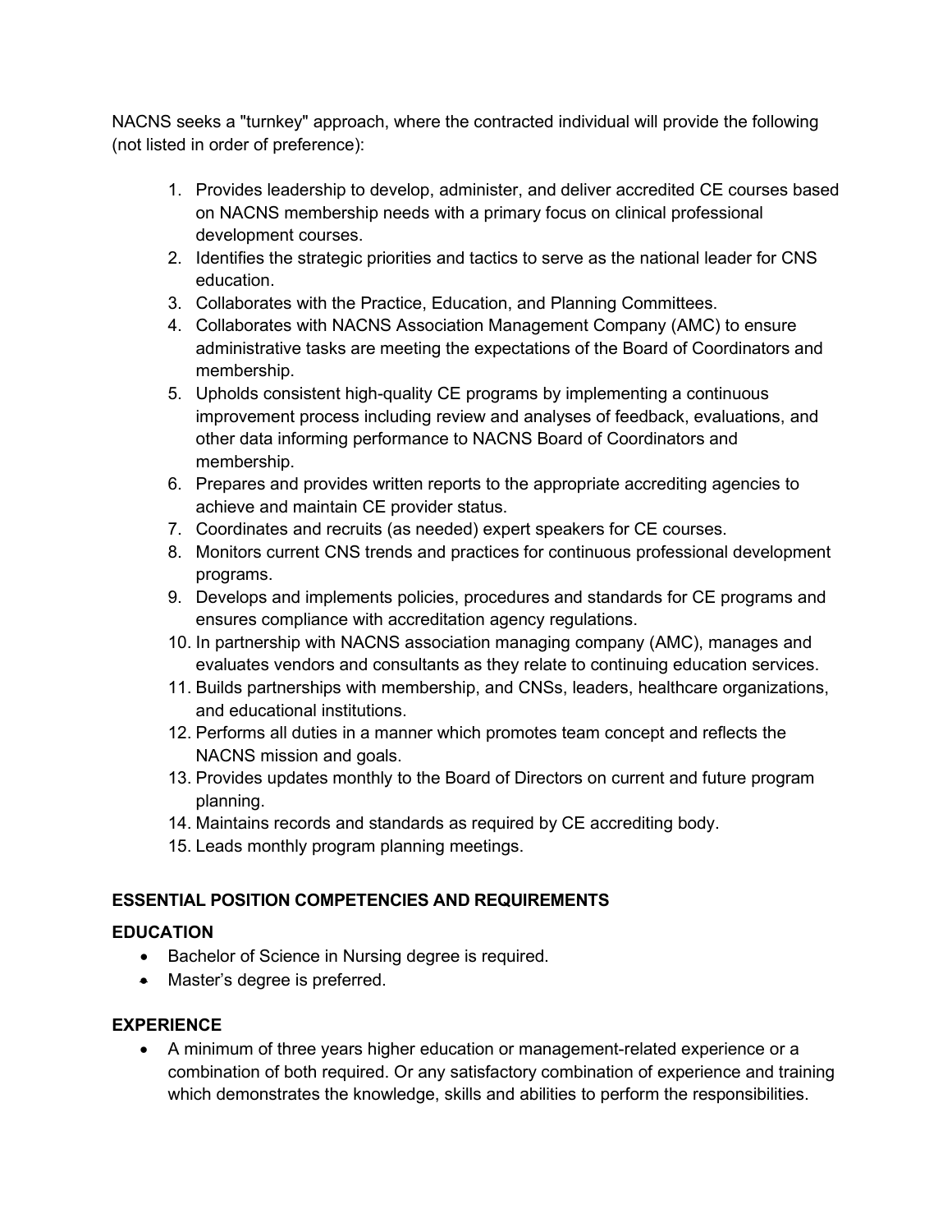NACNS seeks a "turnkey" approach, where the contracted individual will provide the following (not listed in order of preference):

1. Provides leadership to develop, administer, and deliver accredited CE courses based on NACNS membership needs with a primary focus on clinical professional development courses.
2. Identifies the strategic priorities and tactics to serve as the national leader for CNS education.
3. Collaborates with the Practice, Education, and Planning Committees.
4. Collaborates with NACNS Association Management Company (AMC) to ensure administrative tasks are meeting the expectations of the Board of Coordinators and membership.
5. Upholds consistent high-quality CE programs by implementing a continuous improvement process including review and analyses of feedback, evaluations, and other data informing performance to NACNS Board of Coordinators and membership.
6. Prepares and provides written reports to the appropriate accrediting agencies to achieve and maintain CE provider status.
7. Coordinates and recruits (as needed) expert speakers for CE courses.
8. Monitors current CNS trends and practices for continuous professional development programs.
9. Develops and implements policies, procedures and standards for CE programs and ensures compliance with accreditation agency regulations.
10. In partnership with NACNS association managing company (AMC), manages and evaluates vendors and consultants as they relate to continuing education services.
11. Builds partnerships with membership, and CNSs, leaders, healthcare organizations, and educational institutions.
12. Performs all duties in a manner which promotes team concept and reflects the NACNS mission and goals.
13. Provides updates monthly to the Board of Directors on current and future program planning.
14. Maintains records and standards as required by CE accrediting body.
15. Leads monthly program planning meetings.

## ESSENTIAL POSITION COMPETENCIES AND REQUIREMENTS

### EDUCATION

- Bachelor of Science in Nursing degree is required.
- Master's degree is preferred.

### EXPERIENCE

- A minimum of three years higher education or management-related experience or a combination of both required. Or any satisfactory combination of experience and training which demonstrates the knowledge, skills and abilities to perform the responsibilities.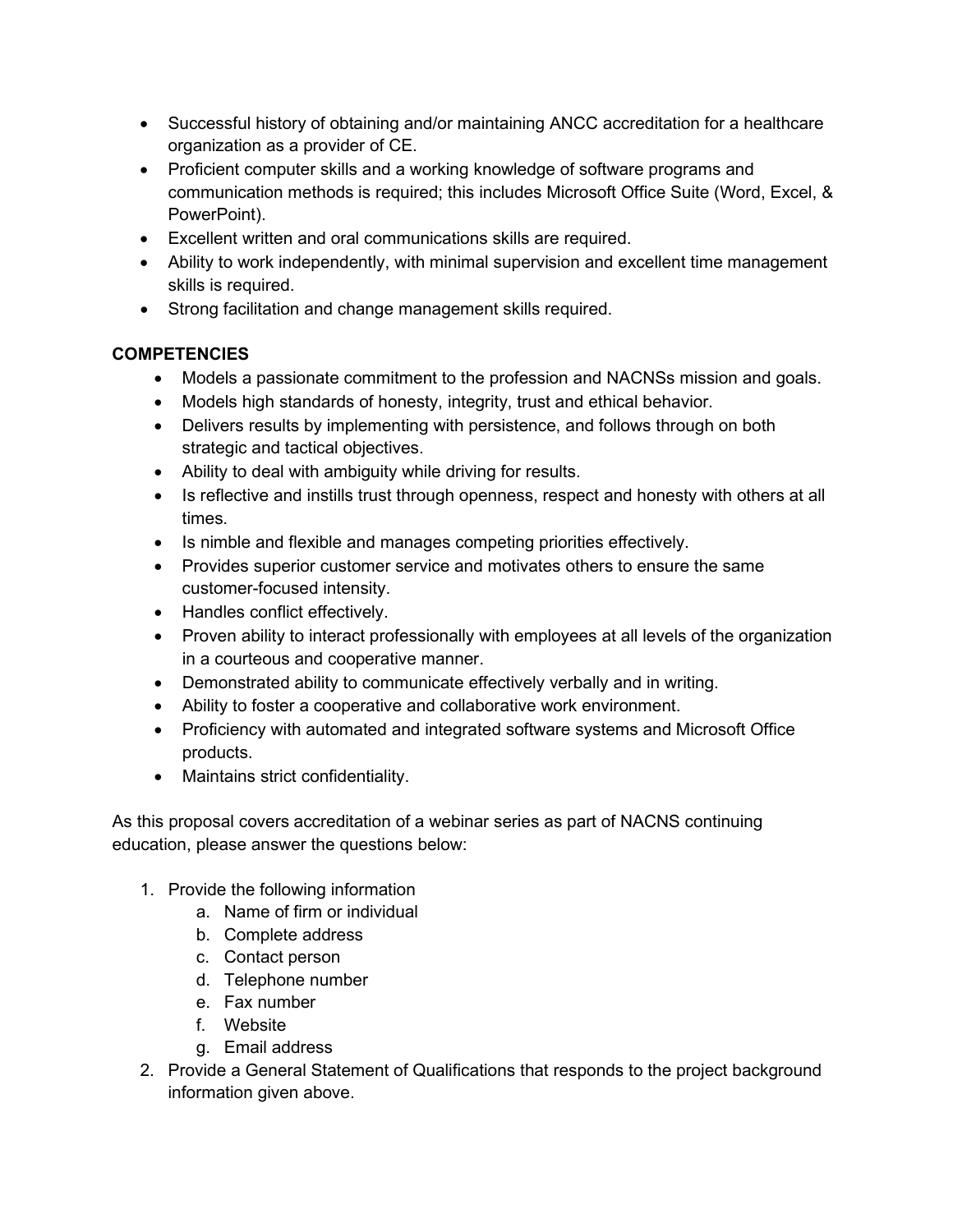- Successful history of obtaining and/or maintaining ANCC accreditation for a healthcare organization as a provider of CE.
- Proficient computer skills and a working knowledge of software programs and communication methods is required; this includes Microsoft Office Suite (Word, Excel, & PowerPoint).
- Excellent written and oral communications skills are required.
- Ability to work independently, with minimal supervision and excellent time management skills is required.
- Strong facilitation and change management skills required.

**COMPETENCIES**

- Models a passionate commitment to the profession and NACNSs mission and goals.
- Models high standards of honesty, integrity, trust and ethical behavior.
- Delivers results by implementing with persistence, and follows through on both strategic and tactical objectives.
- Ability to deal with ambiguity while driving for results.
- Is reflective and instills trust through openness, respect and honesty with others at all times.
- Is nimble and flexible and manages competing priorities effectively.
- Provides superior customer service and motivates others to ensure the same customer-focused intensity.
- Handles conflict effectively.
- Proven ability to interact professionally with employees at all levels of the organization in a courteous and cooperative manner.
- Demonstrated ability to communicate effectively verbally and in writing.
- Ability to foster a cooperative and collaborative work environment.
- Proficiency with automated and integrated software systems and Microsoft Office products.
- Maintains strict confidentiality.

As this proposal covers accreditation of a webinar series as part of NACNS continuing education, please answer the questions below:

1. Provide the following information
   a. Name of firm or individual
   b. Complete address
   c. Contact person
   d. Telephone number
   e. Fax number
   f. Website
   g. Email address
2. Provide a General Statement of Qualifications that responds to the project background information given above.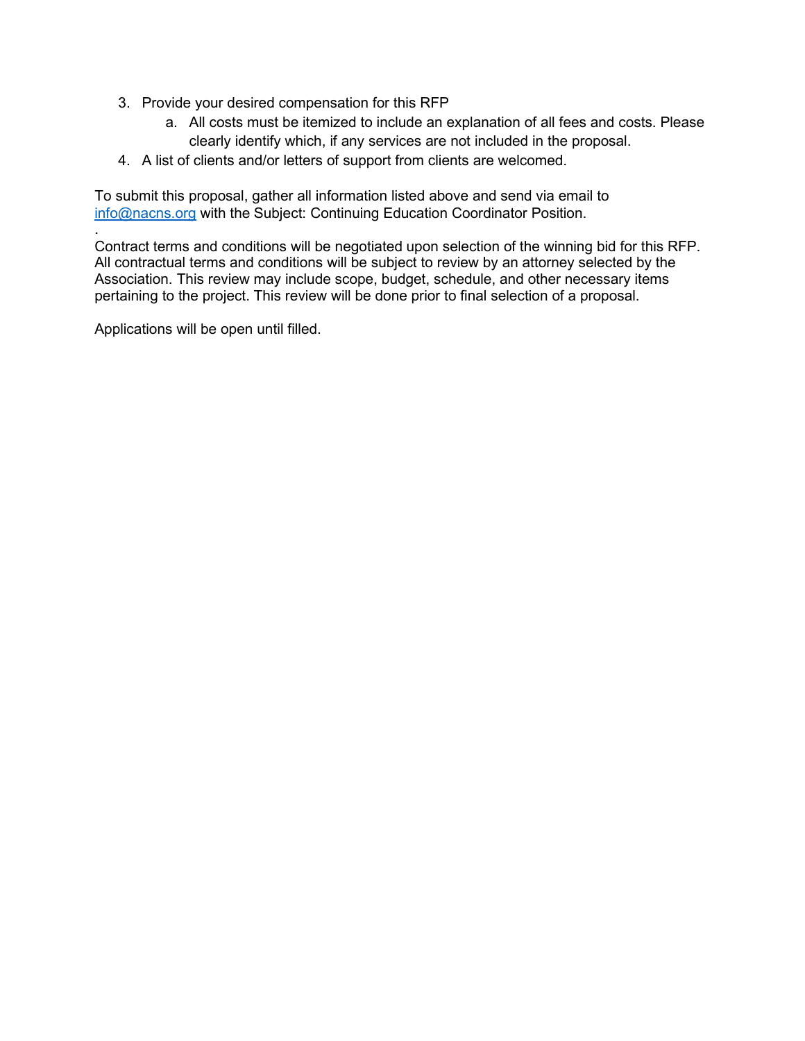3. Provide your desired compensation for this RFP
    a. All costs must be itemized to include an explanation of all fees and costs. Please clearly identify which, if any services are not included in the proposal.
4. A list of clients and/or letters of support from clients are welcomed.

To submit this proposal, gather all information listed above and send via email to info@nacns.org with the Subject: Continuing Education Coordinator Position.
.
Contract terms and conditions will be negotiated upon selection of the winning bid for this RFP. All contractual terms and conditions will be subject to review by an attorney selected by the Association. This review may include scope, budget, schedule, and other necessary items pertaining to the project. This review will be done prior to final selection of a proposal.

Applications will be open until filled.